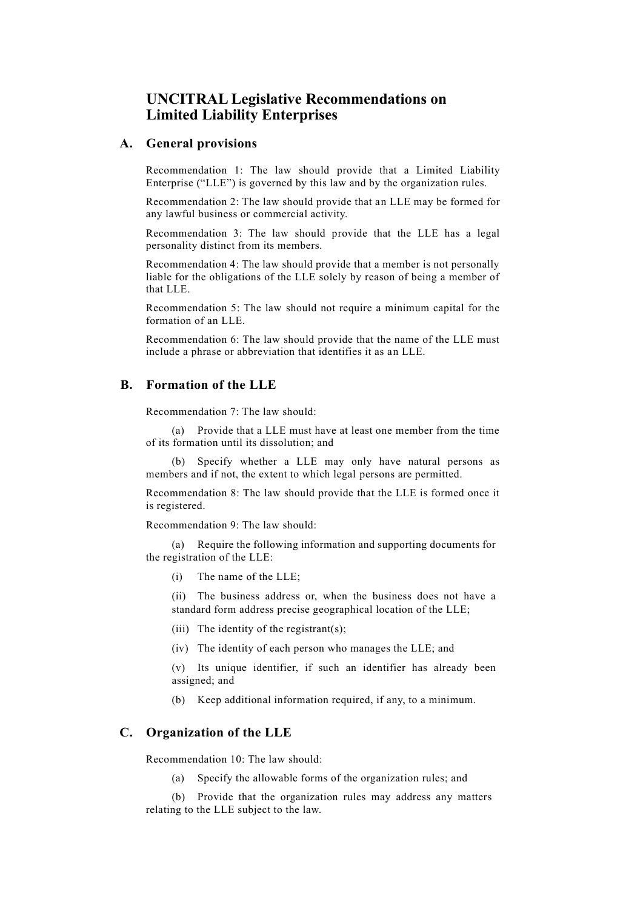# UNCITRAL Legislative Recommendations on Limited Liability Enterprises

## A. General provisions

Recommendation 1: The law should provide that a Limited Liability Enterprise ("LLE") is governed by this law and by the organization rules.

Recommendation 2: The law should provide that an LLE may be formed for any lawful business or commercial activity.

Recommendation 3: The law should provide that the LLE has a legal personality distinct from its members.

Recommendation 4: The law should provide that a member is not personally liable for the obligations of the LLE solely by reason of being a member of that LLE.

Recommendation 5: The law should not require a minimum capital for the formation of an LLE.

Recommendation 6: The law should provide that the name of the LLE must include a phrase or abbreviation that identifies it as an LLE.

## B. Formation of the LLE

Recommendation 7: The law should:

(a) Provide that a LLE must have at least one member from the time of its formation until its dissolution; and

(b) Specify whether a LLE may only have natural persons as members and if not, the extent to which legal persons are permitted.

Recommendation 8: The law should provide that the LLE is formed once it is registered.

Recommendation 9: The law should:

(a) Require the following information and supporting documents for the registration of the LLE:

(i) The name of the LLE;

(ii) The business address or, when the business does not have a standard form address precise geographical location of the LLE;

(iii) The identity of the registrant(s);

(iv) The identity of each person who manages the LLE; and

(v) Its unique identifier, if such an identifier has already been assigned; and

(b) Keep additional information required, if any, to a minimum.

## C. Organization of the LLE

Recommendation 10: The law should:

(a) Specify the allowable forms of the organization rules; and

(b) Provide that the organization rules may address any matters relating to the LLE subject to the law.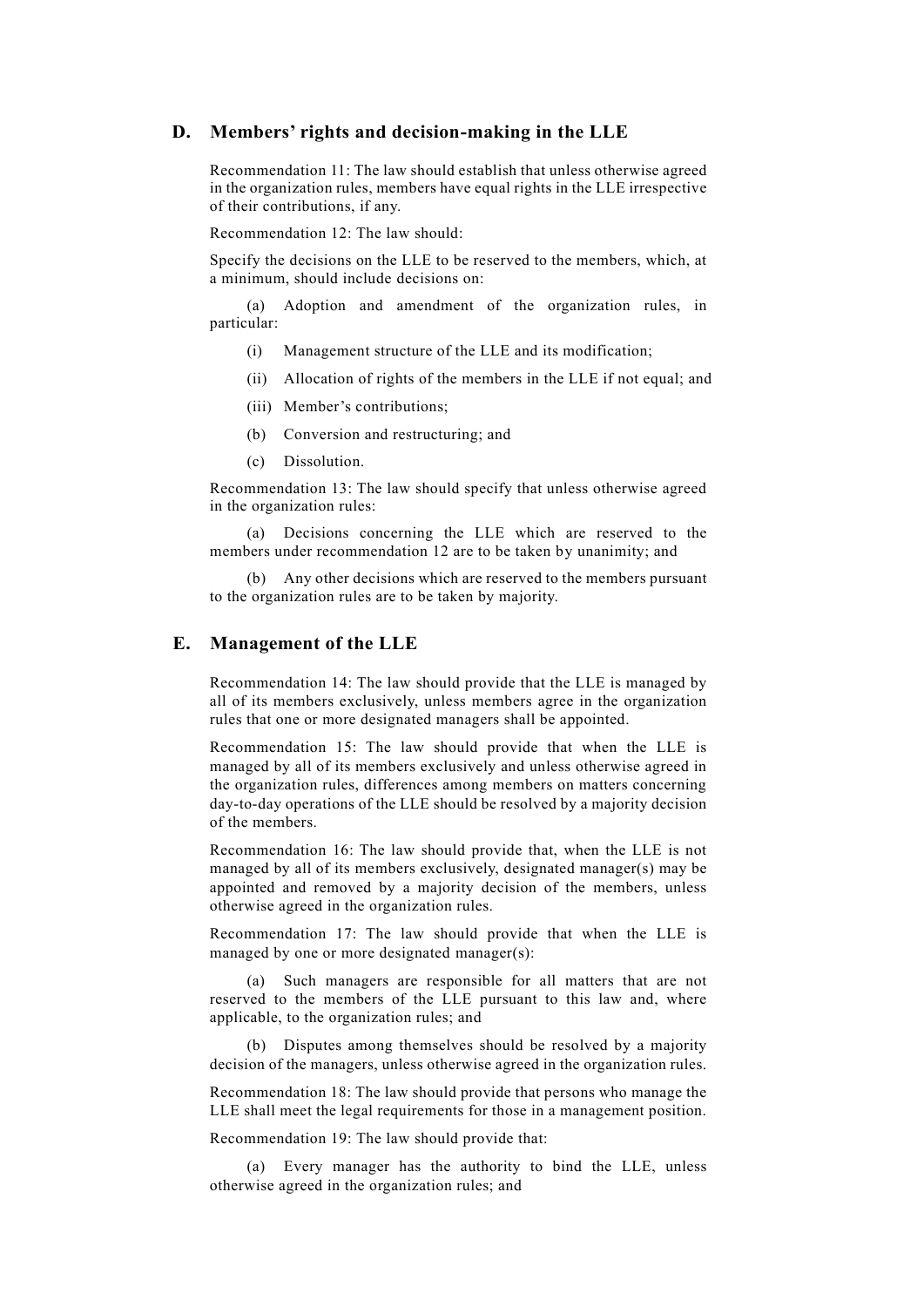## D. Members' rights and decision-making in the LLE

Recommendation 11: The law should establish that unless otherwise agreed in the organization rules, members have equal rights in the LLE irrespective of their contributions, if any.

Recommendation 12: The law should:

Specify the decisions on the LLE to be reserved to the members, which, at a minimum, should include decisions on:

(a) Adoption and amendment of the organization rules, in particular:

(i) Management structure of the LLE and its modification;

(ii) Allocation of rights of the members in the LLE if not equal; and

(iii) Member's contributions;

(b) Conversion and restructuring; and

(c) Dissolution.

Recommendation 13: The law should specify that unless otherwise agreed in the organization rules:

(a) Decisions concerning the LLE which are reserved to the members under recommendation 12 are to be taken by unanimity; and

(b) Any other decisions which are reserved to the members pursuant to the organization rules are to be taken by majority.

## E. Management of the LLE

Recommendation 14: The law should provide that the LLE is managed by all of its members exclusively, unless members agree in the organization rules that one or more designated managers shall be appointed.

Recommendation 15: The law should provide that when the LLE is managed by all of its members exclusively and unless otherwise agreed in the organization rules, differences among members on matters concerning day-to-day operations of the LLE should be resolved by a majority decision of the members.

Recommendation 16: The law should provide that, when the LLE is not managed by all of its members exclusively, designated manager(s) may be appointed and removed by a majority decision of the members, unless otherwise agreed in the organization rules.

Recommendation 17: The law should provide that when the LLE is managed by one or more designated manager(s):

(a) Such managers are responsible for all matters that are not reserved to the members of the LLE pursuant to this law and, where applicable, to the organization rules; and

(b) Disputes among themselves should be resolved by a majority decision of the managers, unless otherwise agreed in the organization rules.

Recommendation 18: The law should provide that persons who manage the LLE shall meet the legal requirements for those in a management position.

Recommendation 19: The law should provide that:

(a) Every manager has the authority to bind the LLE, unless otherwise agreed in the organization rules; and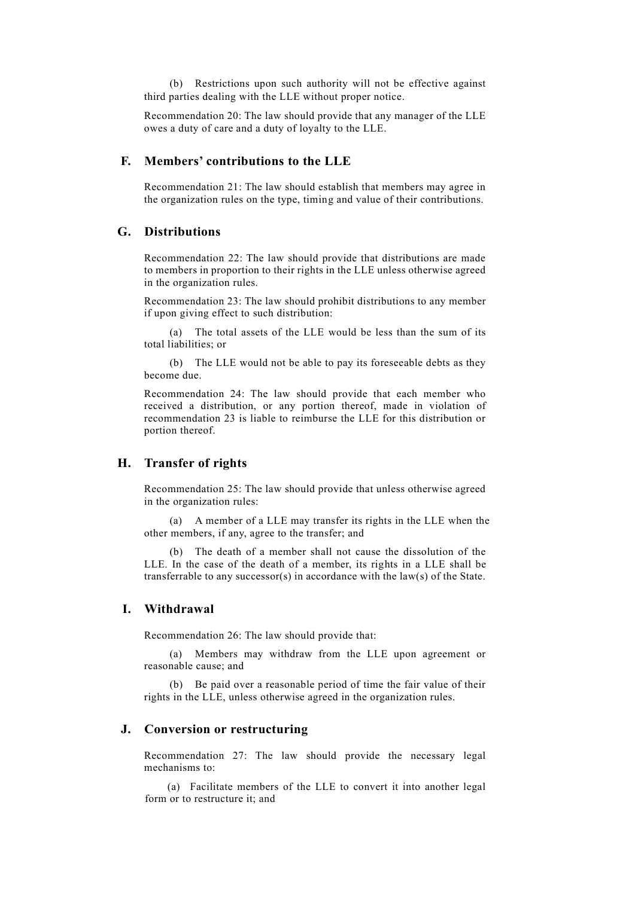(b) Restrictions upon such authority will not be effective against third parties dealing with the LLE without proper notice.

Recommendation 20: The law should provide that any manager of the LLE owes a duty of care and a duty of loyalty to the LLE.

## F. Members' contributions to the LLE

Recommendation 21: The law should establish that members may agree in the organization rules on the type, timing and value of their contributions.

## G. Distributions

Recommendation 22: The law should provide that distributions are made to members in proportion to their rights in the LLE unless otherwise agreed in the organization rules.

Recommendation 23: The law should prohibit distributions to any member if upon giving effect to such distribution:

(a) The total assets of the LLE would be less than the sum of its total liabilities; or

(b) The LLE would not be able to pay its foreseeable debts as they become due.

Recommendation 24: The law should provide that each member who received a distribution, or any portion thereof, made in violation of recommendation 23 is liable to reimburse the LLE for this distribution or portion thereof.

## H. Transfer of rights

Recommendation 25: The law should provide that unless otherwise agreed in the organization rules:

(a) A member of a LLE may transfer its rights in the LLE when the other members, if any, agree to the transfer; and

(b) The death of a member shall not cause the dissolution of the LLE. In the case of the death of a member, its rights in a LLE shall be transferrable to any successor(s) in accordance with the law(s) of the State.

## I. Withdrawal

Recommendation 26: The law should provide that:

(a) Members may withdraw from the LLE upon agreement or reasonable cause; and

(b) Be paid over a reasonable period of time the fair value of their rights in the LLE, unless otherwise agreed in the organization rules.

## J. Conversion or restructuring

Recommendation 27: The law should provide the necessary legal mechanisms to:

(a) Facilitate members of the LLE to convert it into another legal form or to restructure it; and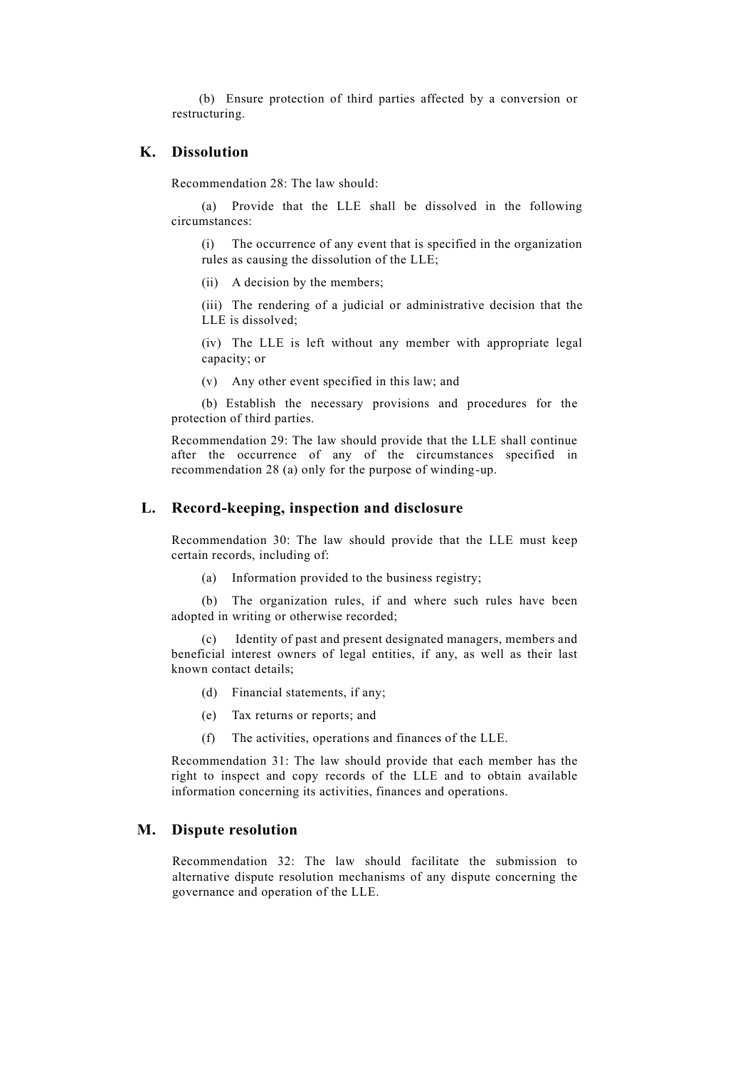(b) Ensure protection of third parties affected by a conversion or restructuring.

## K. Dissolution

Recommendation 28: The law should:

(a) Provide that the LLE shall be dissolved in the following circumstances:

(i) The occurrence of any event that is specified in the organization rules as causing the dissolution of the LLE;

(ii) A decision by the members;

(iii) The rendering of a judicial or administrative decision that the LLE is dissolved;

(iv) The LLE is left without any member with appropriate legal capacity; or

(v) Any other event specified in this law; and

(b) Establish the necessary provisions and procedures for the protection of third parties.

Recommendation 29: The law should provide that the LLE shall continue after the occurrence of any of the circumstances specified in recommendation 28 (a) only for the purpose of winding-up.

## L. Record-keeping, inspection and disclosure

Recommendation 30: The law should provide that the LLE must keep certain records, including of:

(a) Information provided to the business registry;

(b) The organization rules, if and where such rules have been adopted in writing or otherwise recorded;

(c) Identity of past and present designated managers, members and beneficial interest owners of legal entities, if any, as well as their last known contact details;

(d) Financial statements, if any;

(e) Tax returns or reports; and

(f) The activities, operations and finances of the LLE.

Recommendation 31: The law should provide that each member has the right to inspect and copy records of the LLE and to obtain available information concerning its activities, finances and operations.

## M. Dispute resolution

Recommendation 32: The law should facilitate the submission to alternative dispute resolution mechanisms of any dispute concerning the governance and operation of the LLE.